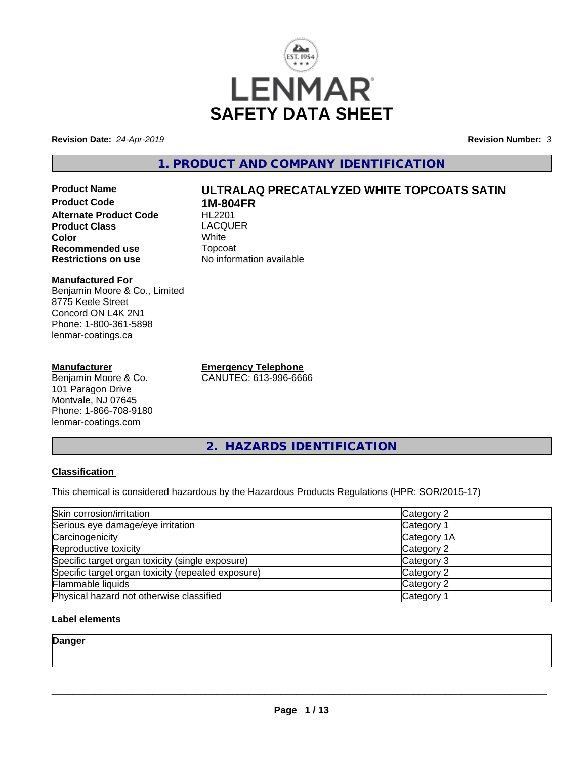# SAFETY DATA SHEET

**Revision Date:** *24-Apr-2019*

**Revision Number:** *3*

## 1. PRODUCT AND COMPANY IDENTIFICATION

**Product Name** **ULTRALAQ PRECATALYZED WHITE TOPCOATS SATIN**
**Product Code** **1M-804FR**
**Alternate Product Code** HL2201
**Product Class** LACQUER
**Color** White
**Recommended use** Topcoat
**Restrictions on use** No information available

**Manufactured For**
Benjamin Moore & Co., Limited
8775 Keele Street
Concord ON L4K 2N1
Phone: 1-800-361-5898
lenmar-coatings.ca

**Manufacturer**
Benjamin Moore & Co.
101 Paragon Drive
Montvale, NJ 07645
Phone: 1-866-708-9180
lenmar-coatings.com

**Emergency Telephone**
CANUTEC: 613-996-6666

## 2. HAZARDS IDENTIFICATION

**Classification**

This chemical is considered hazardous by the Hazardous Products Regulations (HPR: SOR/2015-17)

| | |
|---|---|
| Skin corrosion/irritation | Category 2 |
| Serious eye damage/eye irritation | Category 1 |
| Carcinogenicity | Category 1A |
| Reproductive toxicity | Category 2 |
| Specific target organ toxicity (single exposure) | Category 3 |
| Specific target organ toxicity (repeated exposure) | Category 2 |
| Flammable liquids | Category 2 |
| Physical hazard not otherwise classified | Category 1 |

**Label elements**

**Danger**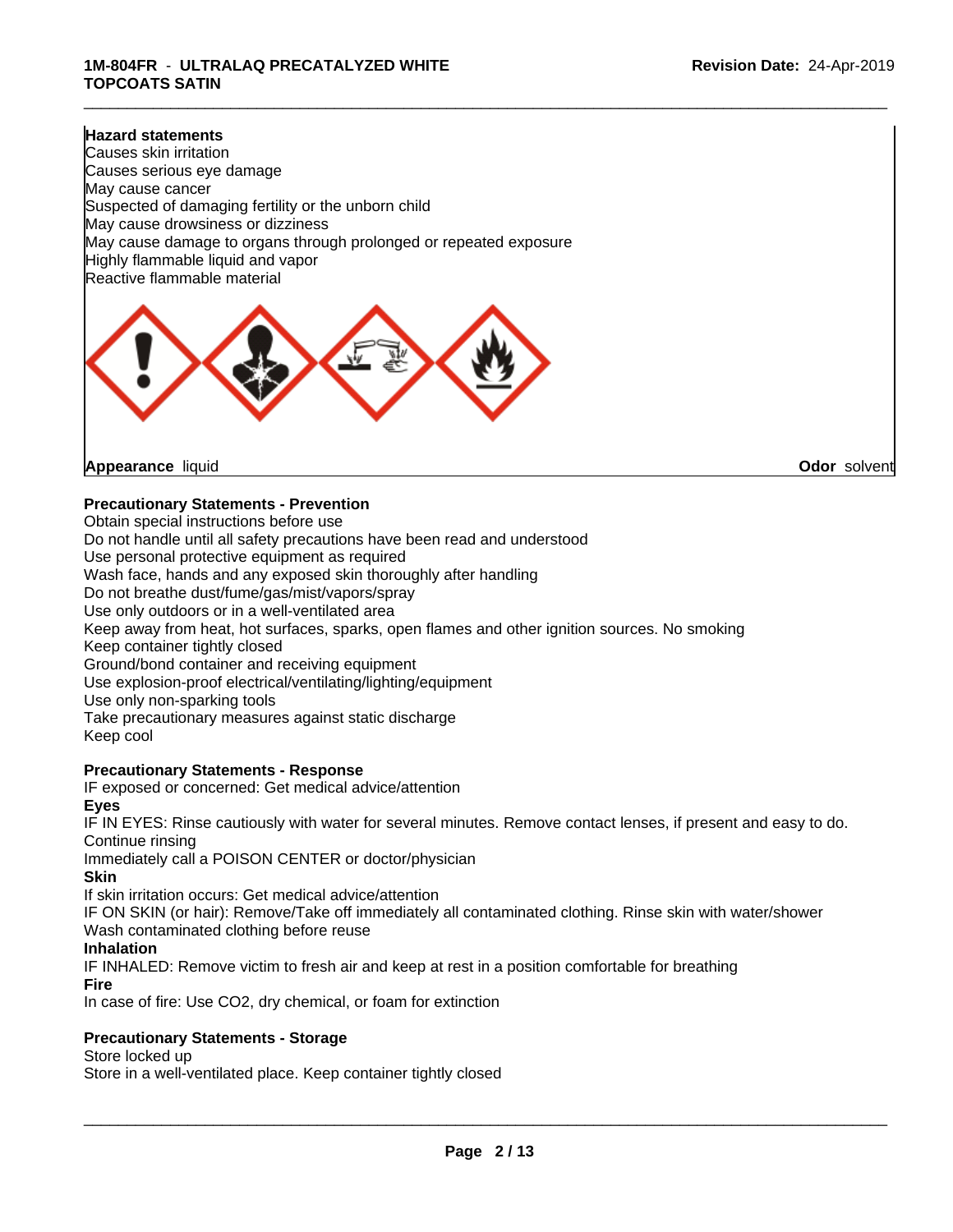**Hazard statements**

Causes skin irritation
Causes serious eye damage
May cause cancer
Suspected of damaging fertility or the unborn child
May cause drowsiness or dizziness
May cause damage to organs through prolonged or repeated exposure
Highly flammable liquid and vapor
Reactive flammable material

**Appearance** liquid **Odor** solvent

**Precautionary Statements - Prevention**

Obtain special instructions before use
Do not handle until all safety precautions have been read and understood
Use personal protective equipment as required
Wash face, hands and any exposed skin thoroughly after handling
Do not breathe dust/fume/gas/mist/vapors/spray
Use only outdoors or in a well-ventilated area
Keep away from heat, hot surfaces, sparks, open flames and other ignition sources. No smoking
Keep container tightly closed
Ground/bond container and receiving equipment
Use explosion-proof electrical/ventilating/lighting/equipment
Use only non-sparking tools
Take precautionary measures against static discharge
Keep cool

**Precautionary Statements - Response**

IF exposed or concerned: Get medical advice/attention

**Eyes**

IF IN EYES: Rinse cautiously with water for several minutes. Remove contact lenses, if present and easy to do. Continue rinsing
Immediately call a POISON CENTER or doctor/physician

**Skin**

If skin irritation occurs: Get medical advice/attention
IF ON SKIN (or hair): Remove/Take off immediately all contaminated clothing. Rinse skin with water/shower
Wash contaminated clothing before reuse

**Inhalation**

IF INHALED: Remove victim to fresh air and keep at rest in a position comfortable for breathing

**Fire**

In case of fire: Use CO2, dry chemical, or foam for extinction

**Precautionary Statements - Storage**

Store locked up
Store in a well-ventilated place. Keep container tightly closed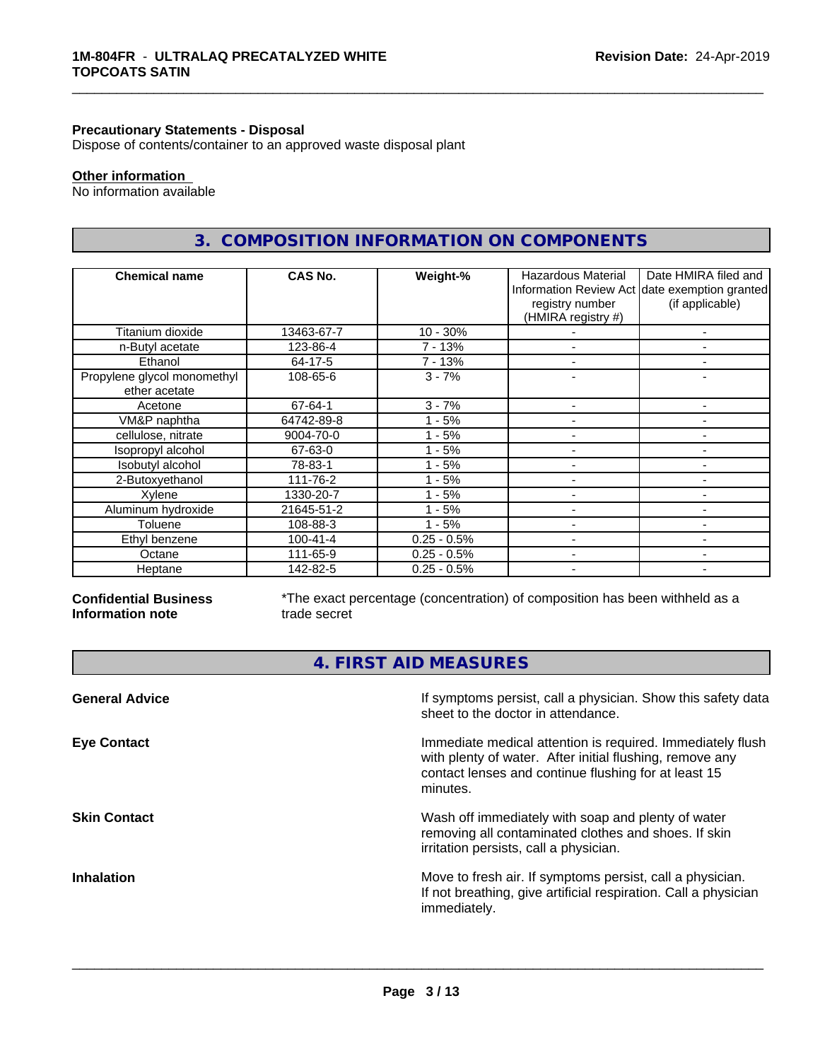**Precautionary Statements - Disposal**
Dispose of contents/container to an approved waste disposal plant

**Other information**
No information available

## 3. COMPOSITION INFORMATION ON COMPONENTS

| Chemical name | CAS No. | Weight-% | Hazardous Material Information Review Act registry number (HMIRA registry #) | Date HMIRA filed and date exemption granted (if applicable) |
|---|---|---|---|---|
| Titanium dioxide | 13463-67-7 | 10 - 30% | - | - |
| n-Butyl acetate | 123-86-4 | 7 - 13% | - | - |
| Ethanol | 64-17-5 | 7 - 13% | - | - |
| Propylene glycol monomethyl ether acetate | 108-65-6 | 3 - 7% | - | - |
| Acetone | 67-64-1 | 3 - 7% | - | - |
| VM&P naphtha | 64742-89-8 | 1 - 5% | - | - |
| cellulose, nitrate | 9004-70-0 | 1 - 5% | - | - |
| Isopropyl alcohol | 67-63-0 | 1 - 5% | - | - |
| Isobutyl alcohol | 78-83-1 | 1 - 5% | - | - |
| 2-Butoxyethanol | 111-76-2 | 1 - 5% | - | - |
| Xylene | 1330-20-7 | 1 - 5% | - | - |
| Aluminum hydroxide | 21645-51-2 | 1 - 5% | - | - |
| Toluene | 108-88-3 | 1 - 5% | - | - |
| Ethyl benzene | 100-41-4 | 0.25 - 0.5% | - | - |
| Octane | 111-65-9 | 0.25 - 0.5% | - | - |
| Heptane | 142-82-5 | 0.25 - 0.5% | - | - |

**Confidential Business Information note**
*The exact percentage (concentration) of composition has been withheld as a trade secret

## 4. FIRST AID MEASURES

**General Advice**
If symptoms persist, call a physician. Show this safety data sheet to the doctor in attendance.

**Eye Contact**
Immediate medical attention is required. Immediately flush with plenty of water. After initial flushing, remove any contact lenses and continue flushing for at least 15 minutes.

**Skin Contact**
Wash off immediately with soap and plenty of water removing all contaminated clothes and shoes. If skin irritation persists, call a physician.

**Inhalation**
Move to fresh air. If symptoms persist, call a physician. If not breathing, give artificial respiration. Call a physician immediately.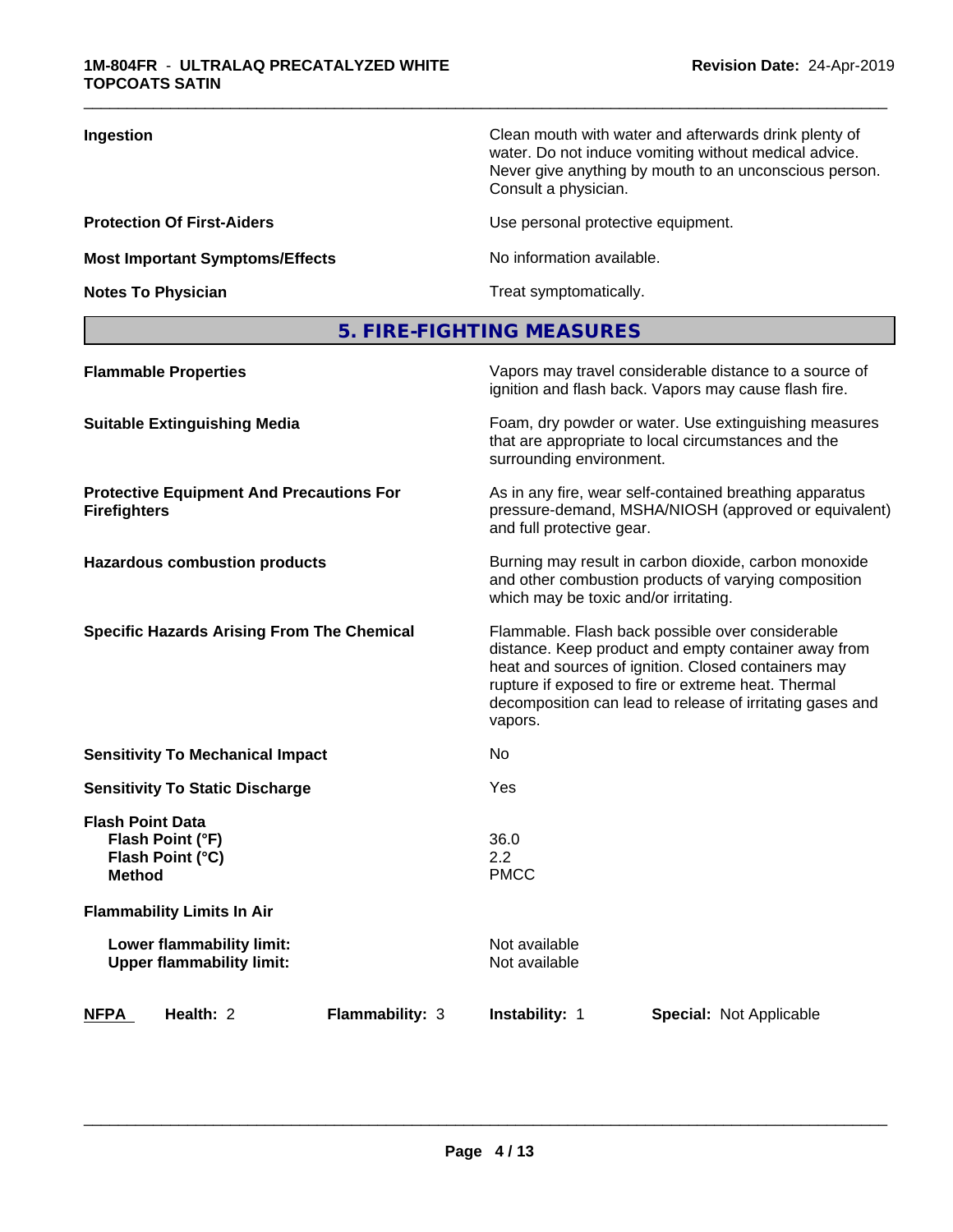**Ingestion**

Clean mouth with water and afterwards drink plenty of water. Do not induce vomiting without medical advice. Never give anything by mouth to an unconscious person. Consult a physician.

**Protection Of First-Aiders**

Use personal protective equipment.

**Most Important Symptoms/Effects**

No information available.

**Notes To Physician**

Treat symptomatically.

## 5. FIRE-FIGHTING MEASURES

**Flammable Properties**

Vapors may travel considerable distance to a source of ignition and flash back. Vapors may cause flash fire.

**Suitable Extinguishing Media**

Foam, dry powder or water. Use extinguishing measures that are appropriate to local circumstances and the surrounding environment.

**Protective Equipment And Precautions For Firefighters**

As in any fire, wear self-contained breathing apparatus pressure-demand, MSHA/NIOSH (approved or equivalent) and full protective gear.

**Hazardous combustion products**

Burning may result in carbon dioxide, carbon monoxide and other combustion products of varying composition which may be toxic and/or irritating.

**Specific Hazards Arising From The Chemical**

Flammable. Flash back possible over considerable distance. Keep product and empty container away from heat and sources of ignition. Closed containers may rupture if exposed to fire or extreme heat. Thermal decomposition can lead to release of irritating gases and vapors.

**Sensitivity To Mechanical Impact**

No

**Sensitivity To Static Discharge**

Yes

**Flash Point Data**

- **Flash Point (°F)**: 36.0
- **Flash Point (°C)**: 2.2
- **Method**: PMCC

**Flammability Limits In Air**

- **Lower flammability limit:** Not available
- **Upper flammability limit:** Not available

| NFPA | Health: 2 | Flammability: 3 | Instability: 1 | Special: Not Applicable |
|---|---|---|---|---|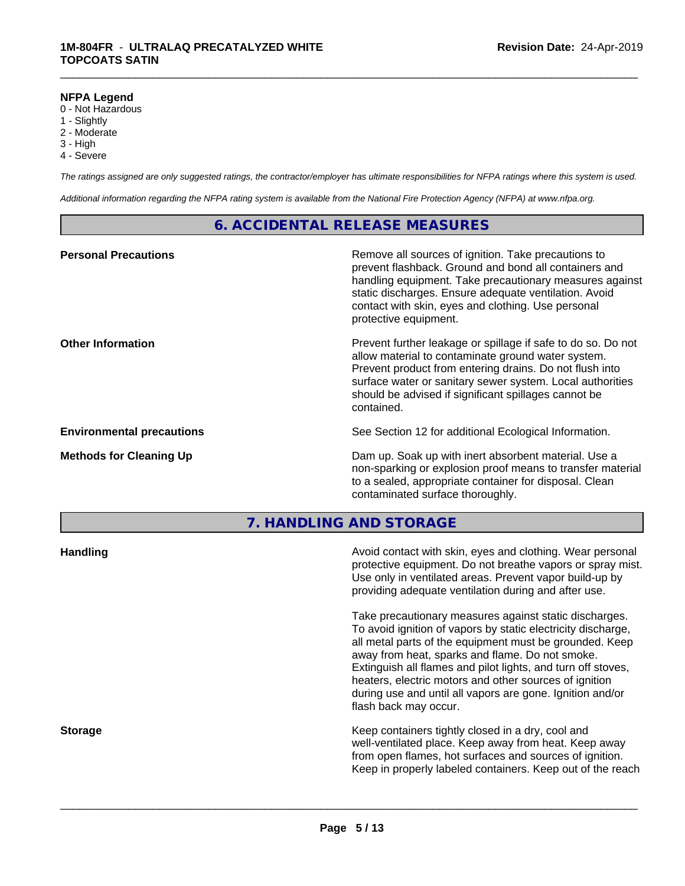**NFPA Legend**

0 - Not Hazardous
1 - Slightly
2 - Moderate
3 - High
4 - Severe

*The ratings assigned are only suggested ratings, the contractor/employer has ultimate responsibilities for NFPA ratings where this system is used.*

*Additional information regarding the NFPA rating system is available from the National Fire Protection Agency (NFPA) at www.nfpa.org.*

## 6. ACCIDENTAL RELEASE MEASURES

**Personal Precautions**

Remove all sources of ignition. Take precautions to prevent flashback. Ground and bond all containers and handling equipment. Take precautionary measures against static discharges. Ensure adequate ventilation. Avoid contact with skin, eyes and clothing. Use personal protective equipment.

**Other Information**

Prevent further leakage or spillage if safe to do so. Do not allow material to contaminate ground water system. Prevent product from entering drains. Do not flush into surface water or sanitary sewer system. Local authorities should be advised if significant spillages cannot be contained.

**Environmental precautions**

See Section 12 for additional Ecological Information.

**Methods for Cleaning Up**

Dam up. Soak up with inert absorbent material. Use a non-sparking or explosion proof means to transfer material to a sealed, appropriate container for disposal. Clean contaminated surface thoroughly.

## 7. HANDLING AND STORAGE

**Handling**

Avoid contact with skin, eyes and clothing. Wear personal protective equipment. Do not breathe vapors or spray mist. Use only in ventilated areas. Prevent vapor build-up by providing adequate ventilation during and after use.

Take precautionary measures against static discharges. To avoid ignition of vapors by static electricity discharge, all metal parts of the equipment must be grounded. Keep away from heat, sparks and flame. Do not smoke. Extinguish all flames and pilot lights, and turn off stoves, heaters, electric motors and other sources of ignition during use and until all vapors are gone. Ignition and/or flash back may occur.

**Storage**

Keep containers tightly closed in a dry, cool and well-ventilated place. Keep away from heat. Keep away from open flames, hot surfaces and sources of ignition. Keep in properly labeled containers. Keep out of the reach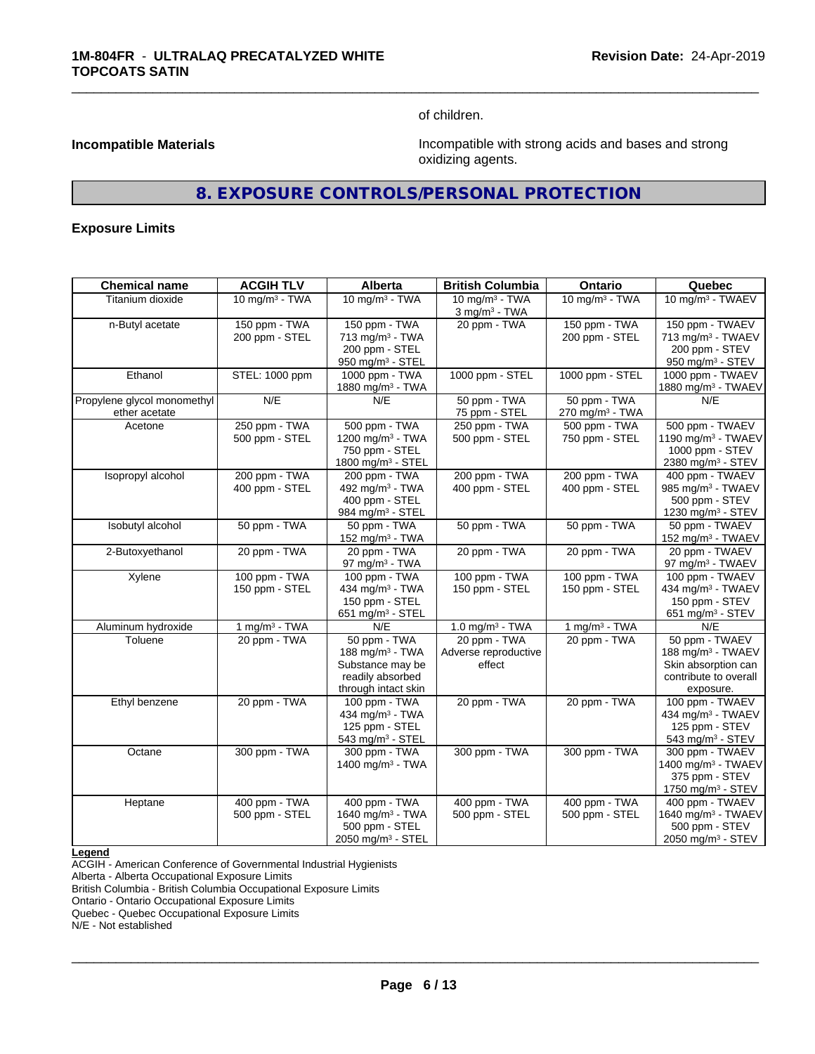of children.

**Incompatible Materials**

Incompatible with strong acids and bases and strong oxidizing agents.

## 8. EXPOSURE CONTROLS/PERSONAL PROTECTION

**Exposure Limits**

| Chemical name | ACGIH TLV | Alberta | British Columbia | Ontario | Quebec |
|---|---|---|---|---|---|
| Titanium dioxide | 10 mg/m³ - TWA | 10 mg/m³ - TWA | 10 mg/m³ - TWA<br>3 mg/m³ - TWA | 10 mg/m³ - TWA | 10 mg/m³ - TWAEV |
| n-Butyl acetate | 150 ppm - TWA<br>200 ppm - STEL | 150 ppm - TWA<br>713 mg/m³ - TWA<br>200 ppm - STEL<br>950 mg/m³ - STEL | 20 ppm - TWA | 150 ppm - TWA<br>200 ppm - STEL | 150 ppm - TWAEV<br>713 mg/m³ - TWAEV<br>200 ppm - STEV<br>950 mg/m³ - STEV |
| Ethanol | STEL: 1000 ppm | 1000 ppm - TWA<br>1880 mg/m³ - TWA | 1000 ppm - STEL | 1000 ppm - STEL | 1000 ppm - TWAEV<br>1880 mg/m³ - TWAEV |
| Propylene glycol monomethyl ether acetate | N/E | N/E | 50 ppm - TWA<br>75 ppm - STEL | 50 ppm - TWA<br>270 mg/m³ - TWA | N/E |
| Acetone | 250 ppm - TWA<br>500 ppm - STEL | 500 ppm - TWA<br>1200 mg/m³ - TWA<br>750 ppm - STEL<br>1800 mg/m³ - STEL | 250 ppm - TWA<br>500 ppm - STEL | 500 ppm - TWA<br>750 ppm - STEL | 500 ppm - TWAEV<br>1190 mg/m³ - TWAEV<br>1000 ppm - STEV<br>2380 mg/m³ - STEV |
| Isopropyl alcohol | 200 ppm - TWA<br>400 ppm - STEL | 200 ppm - TWA<br>492 mg/m³ - TWA<br>400 ppm - STEL<br>984 mg/m³ - STEL | 200 ppm - TWA<br>400 ppm - STEL | 200 ppm - TWA<br>400 ppm - STEL | 400 ppm - TWAEV<br>985 mg/m³ - TWAEV<br>500 ppm - STEV<br>1230 mg/m³ - STEV |
| Isobutyl alcohol | 50 ppm - TWA | 50 ppm - TWA<br>152 mg/m³ - TWA | 50 ppm - TWA | 50 ppm - TWA | 50 ppm - TWAEV<br>152 mg/m³ - TWAEV |
| 2-Butoxyethanol | 20 ppm - TWA | 20 ppm - TWA<br>97 mg/m³ - TWA | 20 ppm - TWA | 20 ppm - TWA | 20 ppm - TWAEV<br>97 mg/m³ - TWAEV |
| Xylene | 100 ppm - TWA<br>150 ppm - STEL | 100 ppm - TWA<br>434 mg/m³ - TWA<br>150 ppm - STEL<br>651 mg/m³ - STEL | 100 ppm - TWA<br>150 ppm - STEL | 100 ppm - TWA<br>150 ppm - STEL | 100 ppm - TWAEV<br>434 mg/m³ - TWAEV<br>150 ppm - STEV<br>651 mg/m³ - STEV |
| Aluminum hydroxide | 1 mg/m³ - TWA | N/E | 1.0 mg/m³ - TWA | 1 mg/m³ - TWA | N/E |
| Toluene | 20 ppm - TWA | 50 ppm - TWA<br>188 mg/m³ - TWA<br>Substance may be readily absorbed through intact skin | 20 ppm - TWA<br>Adverse reproductive effect | 20 ppm - TWA | 50 ppm - TWAEV<br>188 mg/m³ - TWAEV<br>Skin absorption can contribute to overall exposure. |
| Ethyl benzene | 20 ppm - TWA | 100 ppm - TWA<br>434 mg/m³ - TWA<br>125 ppm - STEL<br>543 mg/m³ - STEL | 20 ppm - TWA | 20 ppm - TWA | 100 ppm - TWAEV<br>434 mg/m³ - TWAEV<br>125 ppm - STEV<br>543 mg/m³ - STEV |
| Octane | 300 ppm - TWA | 300 ppm - TWA<br>1400 mg/m³ - TWA | 300 ppm - TWA | 300 ppm - TWA | 300 ppm - TWAEV<br>1400 mg/m³ - TWAEV<br>375 ppm - STEV<br>1750 mg/m³ - STEV |
| Heptane | 400 ppm - TWA<br>500 ppm - STEL | 400 ppm - TWA<br>1640 mg/m³ - TWA<br>500 ppm - STEL<br>2050 mg/m³ - STEL | 400 ppm - TWA<br>500 ppm - STEL | 400 ppm - TWA<br>500 ppm - STEL | 400 ppm - TWAEV<br>1640 mg/m³ - TWAEV<br>500 ppm - STEV<br>2050 mg/m³ - STEV |

**Legend**

ACGIH - American Conference of Governmental Industrial Hygienists
Alberta - Alberta Occupational Exposure Limits
British Columbia - British Columbia Occupational Exposure Limits
Ontario - Ontario Occupational Exposure Limits
Quebec - Quebec Occupational Exposure Limits
N/E - Not established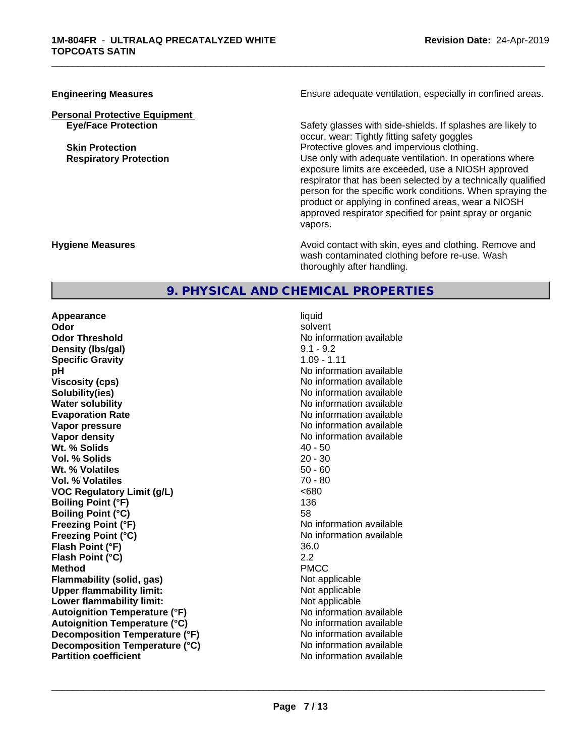| | |
|---|---|
| **Engineering Measures** | Ensure adequate ventilation, especially in confined areas. |

**Personal Protective Equipment**

| | |
|---|---|
| **Eye/Face Protection** | Safety glasses with side-shields. If splashes are likely to occur, wear: Tightly fitting safety goggles |
| **Skin Protection** | Protective gloves and impervious clothing. |
| **Respiratory Protection** | Use only with adequate ventilation. In operations where exposure limits are exceeded, use a NIOSH approved respirator that has been selected by a technically qualified person for the specific work conditions. When spraying the product or applying in confined areas, wear a NIOSH approved respirator specified for paint spray or organic vapors. |

| | |
|---|---|
| **Hygiene Measures** | Avoid contact with skin, eyes and clothing. Remove and wash contaminated clothing before re-use. Wash thoroughly after handling. |

## 9. PHYSICAL AND CHEMICAL PROPERTIES

| | |
|---|---|
| **Appearance** | liquid |
| **Odor** | solvent |
| **Odor Threshold** | No information available |
| **Density (lbs/gal)** | 9.1 - 9.2 |
| **Specific Gravity** | 1.09 - 1.11 |
| **pH** | No information available |
| **Viscosity (cps)** | No information available |
| **Solubility(ies)** | No information available |
| **Water solubility** | No information available |
| **Evaporation Rate** | No information available |
| **Vapor pressure** | No information available |
| **Vapor density** | No information available |
| **Wt. % Solids** | 40 - 50 |
| **Vol. % Solids** | 20 - 30 |
| **Wt. % Volatiles** | 50 - 60 |
| **Vol. % Volatiles** | 70 - 80 |
| **VOC Regulatory Limit (g/L)** | <680 |
| **Boiling Point (°F)** | 136 |
| **Boiling Point (°C)** | 58 |
| **Freezing Point (°F)** | No information available |
| **Freezing Point (°C)** | No information available |
| **Flash Point (°F)** | 36.0 |
| **Flash Point (°C)** | 2.2 |
| **Method** | PMCC |
| **Flammability (solid, gas)** | Not applicable |
| **Upper flammability limit:** | Not applicable |
| **Lower flammability limit:** | Not applicable |
| **Autoignition Temperature (°F)** | No information available |
| **Autoignition Temperature (°C)** | No information available |
| **Decomposition Temperature (°F)** | No information available |
| **Decomposition Temperature (°C)** | No information available |
| **Partition coefficient** | No information available |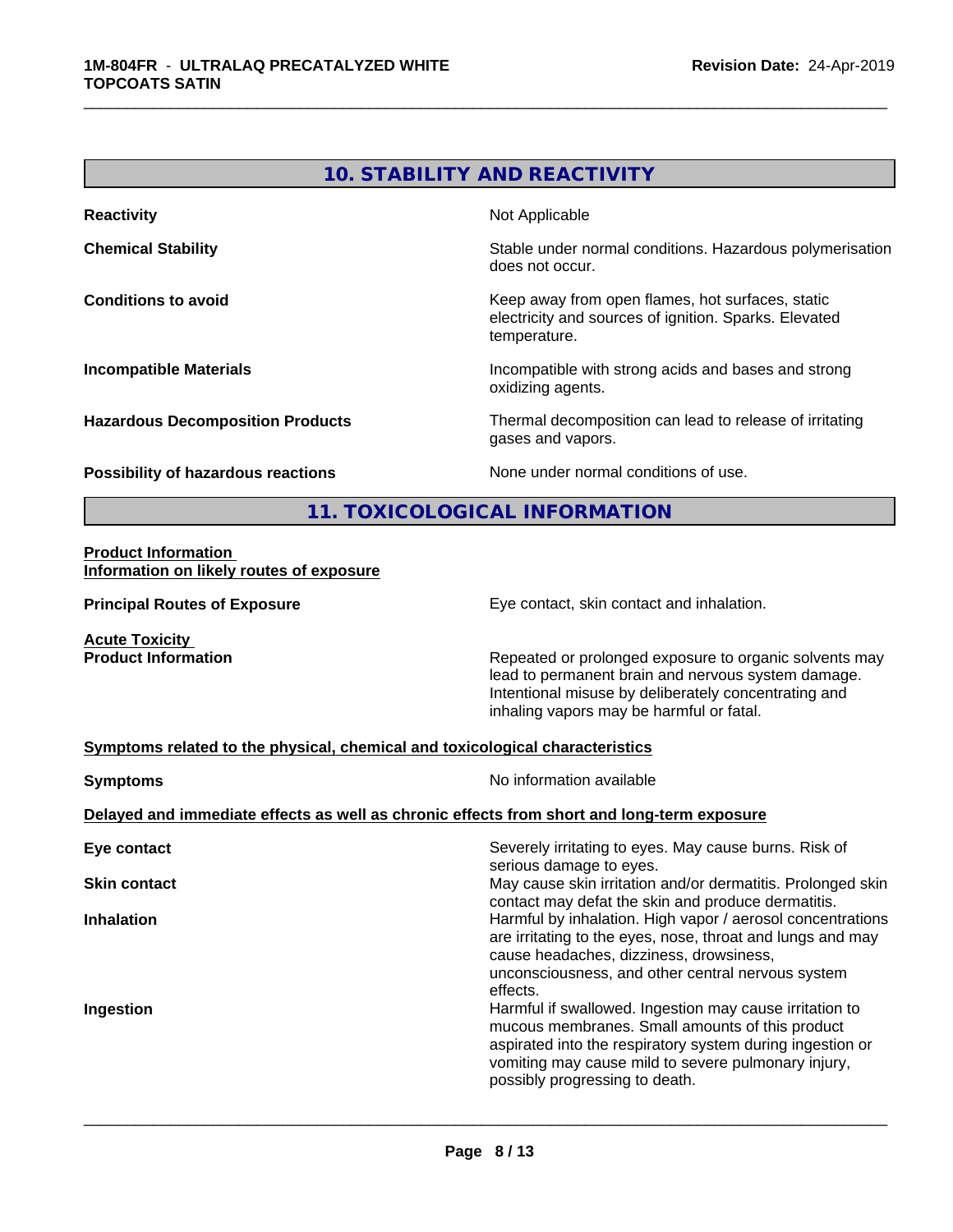## 10. STABILITY AND REACTIVITY

| | |
|---|---|
| **Reactivity** | Not Applicable |
| **Chemical Stability** | Stable under normal conditions. Hazardous polymerisation does not occur. |
| **Conditions to avoid** | Keep away from open flames, hot surfaces, static electricity and sources of ignition. Sparks. Elevated temperature. |
| **Incompatible Materials** | Incompatible with strong acids and bases and strong oxidizing agents. |
| **Hazardous Decomposition Products** | Thermal decomposition can lead to release of irritating gases and vapors. |
| **Possibility of hazardous reactions** | None under normal conditions of use. |

## 11. TOXICOLOGICAL INFORMATION

**Product Information**

**Information on likely routes of exposure**

| | |
|---|---|
| **Principal Routes of Exposure** | Eye contact, skin contact and inhalation. |

**Acute Toxicity**

| | |
|---|---|
| **Product Information** | Repeated or prolonged exposure to organic solvents may lead to permanent brain and nervous system damage. Intentional misuse by deliberately concentrating and inhaling vapors may be harmful or fatal. |

**Symptoms related to the physical, chemical and toxicological characteristics**

| | |
|---|---|
| **Symptoms** | No information available |

**Delayed and immediate effects as well as chronic effects from short and long-term exposure**

| | |
|---|---|
| **Eye contact** | Severely irritating to eyes. May cause burns. Risk of serious damage to eyes. |
| **Skin contact** | May cause skin irritation and/or dermatitis. Prolonged skin contact may defat the skin and produce dermatitis. |
| **Inhalation** | Harmful by inhalation. High vapor / aerosol concentrations are irritating to the eyes, nose, throat and lungs and may cause headaches, dizziness, drowsiness, unconsciousness, and other central nervous system effects. |
| **Ingestion** | Harmful if swallowed. Ingestion may cause irritation to mucous membranes. Small amounts of this product aspirated into the respiratory system during ingestion or vomiting may cause mild to severe pulmonary injury, possibly progressing to death. |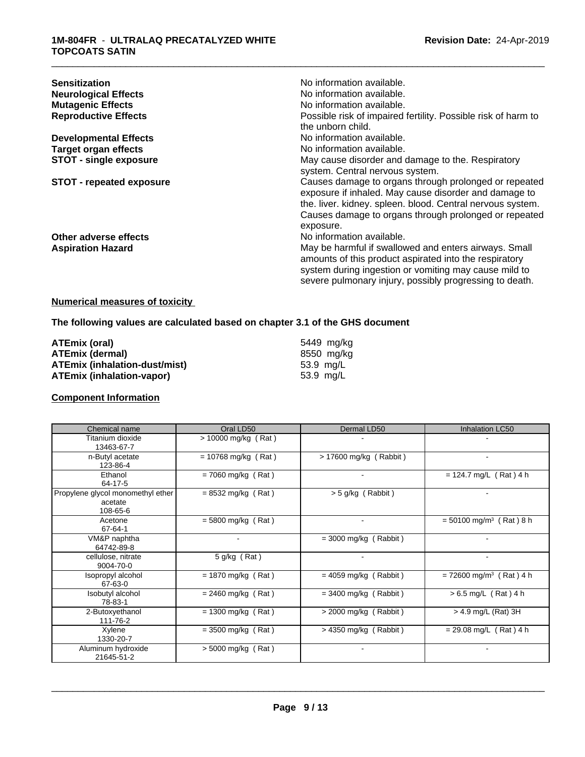| | |
|---|---|
| **Sensitization** | No information available. |
| **Neurological Effects** | No information available. |
| **Mutagenic Effects** | No information available. |
| **Reproductive Effects** | Possible risk of impaired fertility. Possible risk of harm to the unborn child. |
| **Developmental Effects** | No information available. |
| **Target organ effects** | No information available. |
| **STOT - single exposure** | May cause disorder and damage to the. Respiratory system. Central nervous system. |
| **STOT - repeated exposure** | Causes damage to organs through prolonged or repeated exposure if inhaled. May cause disorder and damage to the. liver. kidney. spleen. blood. Central nervous system. Causes damage to organs through prolonged or repeated exposure. |
| **Other adverse effects** | No information available. |
| **Aspiration Hazard** | May be harmful if swallowed and enters airways. Small amounts of this product aspirated into the respiratory system during ingestion or vomiting may cause mild to severe pulmonary injury, possibly progressing to death. |

**Numerical measures of toxicity**

**The following values are calculated based on chapter 3.1 of the GHS document**

| | |
|---|---|
| **ATEmix (oral)** | 5449 mg/kg |
| **ATEmix (dermal)** | 8550 mg/kg |
| **ATEmix (inhalation-dust/mist)** | 53.9 mg/L |
| **ATEmix (inhalation-vapor)** | 53.9 mg/L |

**Component Information**

| Chemical name | Oral LD50 | Dermal LD50 | Inhalation LC50 |
|---|---|---|---|
| Titanium dioxide<br>13463-67-7 | > 10000 mg/kg ( Rat ) | - | - |
| n-Butyl acetate<br>123-86-4 | = 10768 mg/kg ( Rat ) | > 17600 mg/kg ( Rabbit ) | - |
| Ethanol<br>64-17-5 | = 7060 mg/kg ( Rat ) | - | = 124.7 mg/L ( Rat ) 4 h |
| Propylene glycol monomethyl ether acetate<br>108-65-6 | = 8532 mg/kg ( Rat ) | > 5 g/kg ( Rabbit ) | - |
| Acetone<br>67-64-1 | = 5800 mg/kg ( Rat ) | - | = 50100 mg/m³ ( Rat ) 8 h |
| VM&P naphtha<br>64742-89-8 | - | = 3000 mg/kg ( Rabbit ) | - |
| cellulose, nitrate<br>9004-70-0 | 5 g/kg ( Rat ) | - | - |
| Isopropyl alcohol<br>67-63-0 | = 1870 mg/kg ( Rat ) | = 4059 mg/kg ( Rabbit ) | = 72600 mg/m³ ( Rat ) 4 h |
| Isobutyl alcohol<br>78-83-1 | = 2460 mg/kg ( Rat ) | = 3400 mg/kg ( Rabbit ) | > 6.5 mg/L ( Rat ) 4 h |
| 2-Butoxyethanol<br>111-76-2 | = 1300 mg/kg ( Rat ) | > 2000 mg/kg ( Rabbit ) | > 4.9 mg/L (Rat) 3H |
| Xylene<br>1330-20-7 | = 3500 mg/kg ( Rat ) | > 4350 mg/kg ( Rabbit ) | = 29.08 mg/L ( Rat ) 4 h |
| Aluminum hydroxide<br>21645-51-2 | > 5000 mg/kg ( Rat ) | - | - |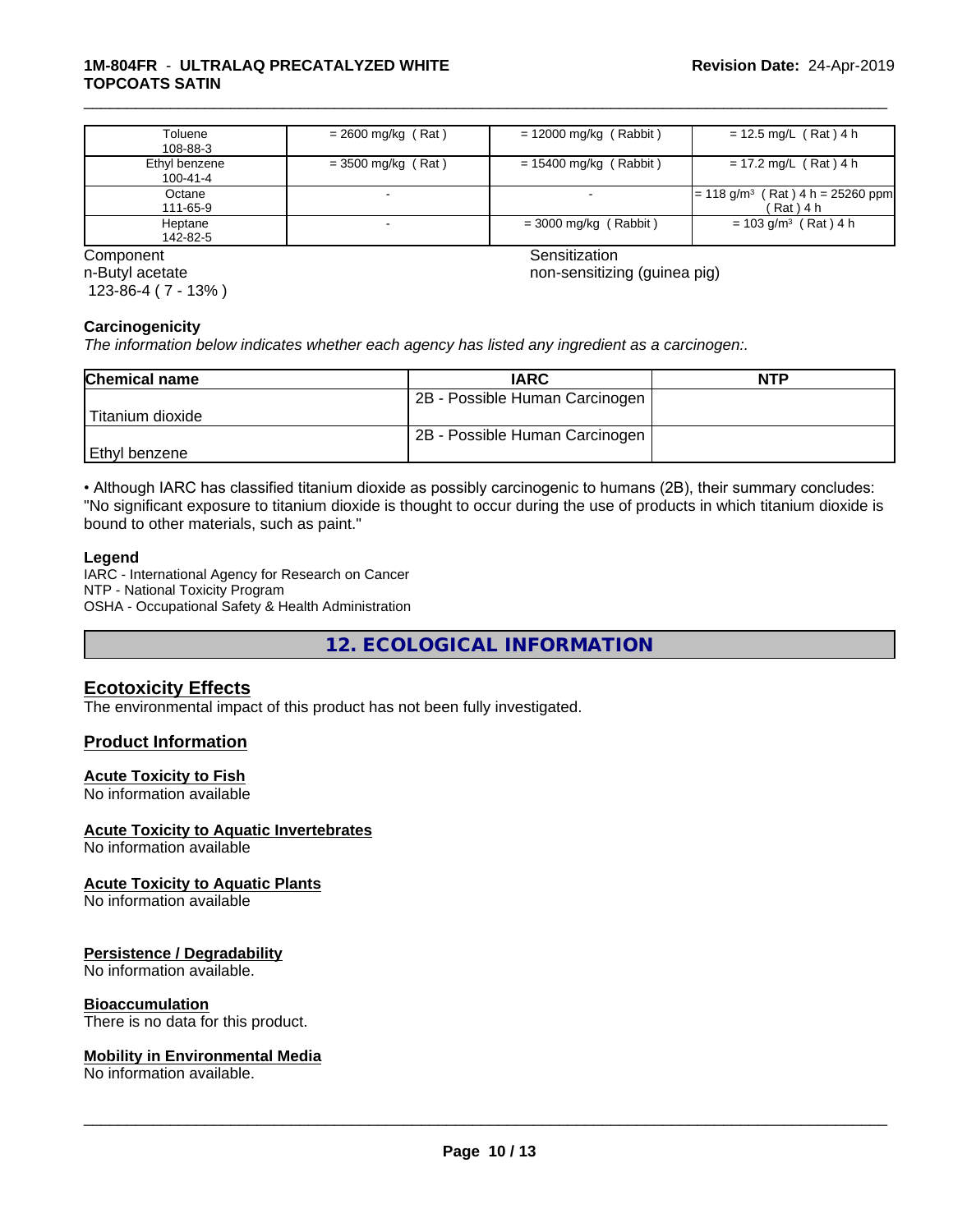| Toluene 108-88-3 | = 2600 mg/kg ( Rat ) | = 12000 mg/kg ( Rabbit ) | = 12.5 mg/L ( Rat ) 4 h |
|---|---|---|---|
| Ethyl benzene 100-41-4 | = 3500 mg/kg ( Rat ) | = 15400 mg/kg ( Rabbit ) | = 17.2 mg/L ( Rat ) 4 h |
| Octane 111-65-9 | - | - | = 118 g/m³ ( Rat ) 4 h = 25260 ppm ( Rat ) 4 h |
| Heptane 142-82-5 | - | = 3000 mg/kg ( Rabbit ) | = 103 g/m³ ( Rat ) 4 h |

| Component | Sensitization |
|---|---|
| n-Butyl acetate 123-86-4 ( 7 - 13% ) | non-sensitizing (guinea pig) |

**Carcinogenicity**

*The information below indicates whether each agency has listed any ingredient as a carcinogen:.*

| Chemical name | IARC | NTP |
|---|---|---|
| Titanium dioxide | 2B - Possible Human Carcinogen | |
| Ethyl benzene | 2B - Possible Human Carcinogen | |

• Although IARC has classified titanium dioxide as possibly carcinogenic to humans (2B), their summary concludes: "No significant exposure to titanium dioxide is thought to occur during the use of products in which titanium dioxide is bound to other materials, such as paint."

**Legend**

IARC - International Agency for Research on Cancer
NTP - National Toxicity Program
OSHA - Occupational Safety & Health Administration

## 12. ECOLOGICAL INFORMATION

### Ecotoxicity Effects

The environmental impact of this product has not been fully investigated.

### Product Information

**Acute Toxicity to Fish**

No information available

**Acute Toxicity to Aquatic Invertebrates**

No information available

**Acute Toxicity to Aquatic Plants**

No information available

**Persistence / Degradability**

No information available.

**Bioaccumulation**

There is no data for this product.

**Mobility in Environmental Media**

No information available.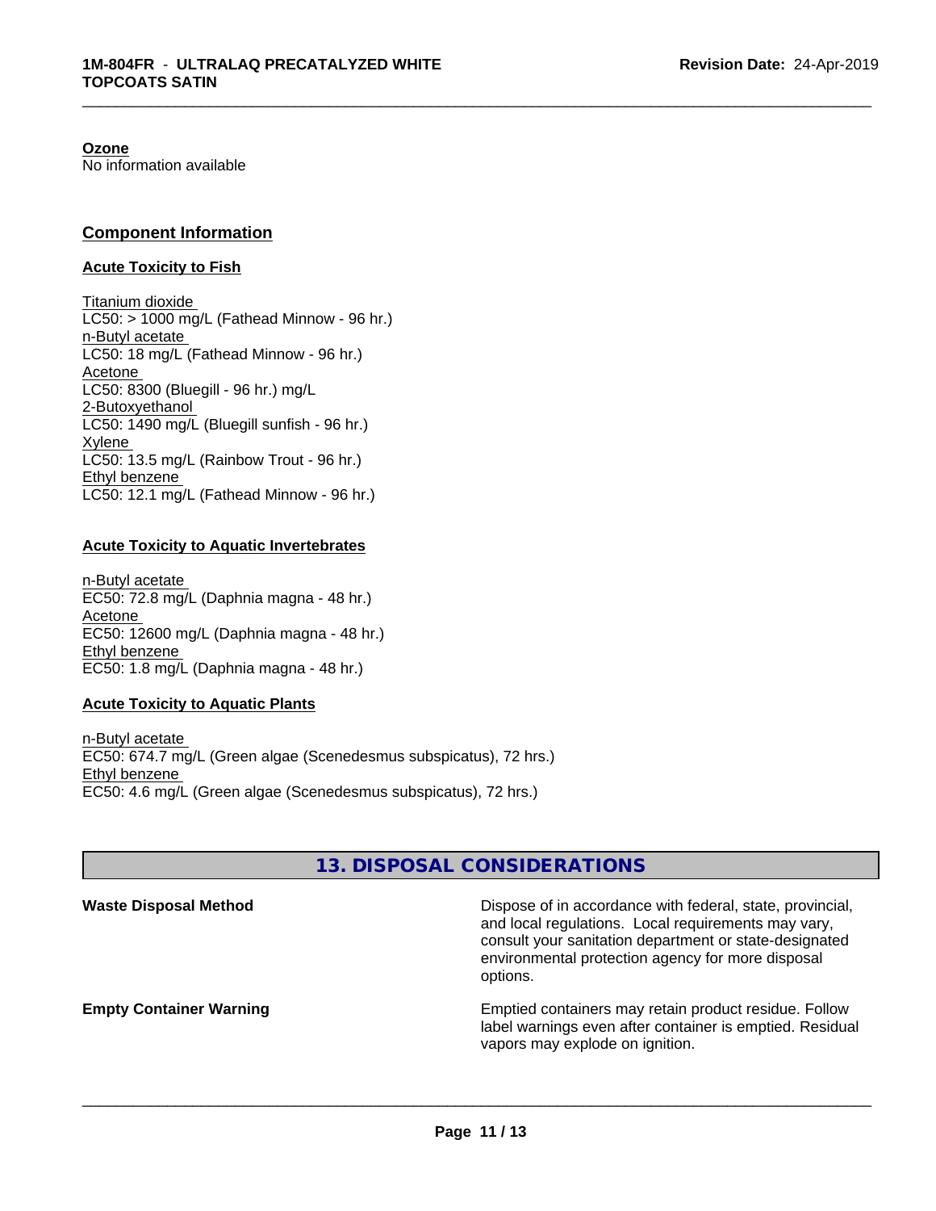**Ozone**
No information available

## Component Information

### Acute Toxicity to Fish

Titanium dioxide
LC50: > 1000 mg/L (Fathead Minnow - 96 hr.)
n-Butyl acetate
LC50: 18 mg/L (Fathead Minnow - 96 hr.)
Acetone
LC50: 8300 (Bluegill - 96 hr.) mg/L
2-Butoxyethanol
LC50: 1490 mg/L (Bluegill sunfish - 96 hr.)
Xylene
LC50: 13.5 mg/L (Rainbow Trout - 96 hr.)
Ethyl benzene
LC50: 12.1 mg/L (Fathead Minnow - 96 hr.)

### Acute Toxicity to Aquatic Invertebrates

n-Butyl acetate
EC50: 72.8 mg/L (Daphnia magna - 48 hr.)
Acetone
EC50: 12600 mg/L (Daphnia magna - 48 hr.)
Ethyl benzene
EC50: 1.8 mg/L (Daphnia magna - 48 hr.)

### Acute Toxicity to Aquatic Plants

n-Butyl acetate
EC50: 674.7 mg/L (Green algae (Scenedesmus subspicatus), 72 hrs.)
Ethyl benzene
EC50: 4.6 mg/L (Green algae (Scenedesmus subspicatus), 72 hrs.)

## 13. DISPOSAL CONSIDERATIONS

**Waste Disposal Method**
Dispose of in accordance with federal, state, provincial, and local regulations. Local requirements may vary, consult your sanitation department or state-designated environmental protection agency for more disposal options.

**Empty Container Warning**
Emptied containers may retain product residue. Follow label warnings even after container is emptied. Residual vapors may explode on ignition.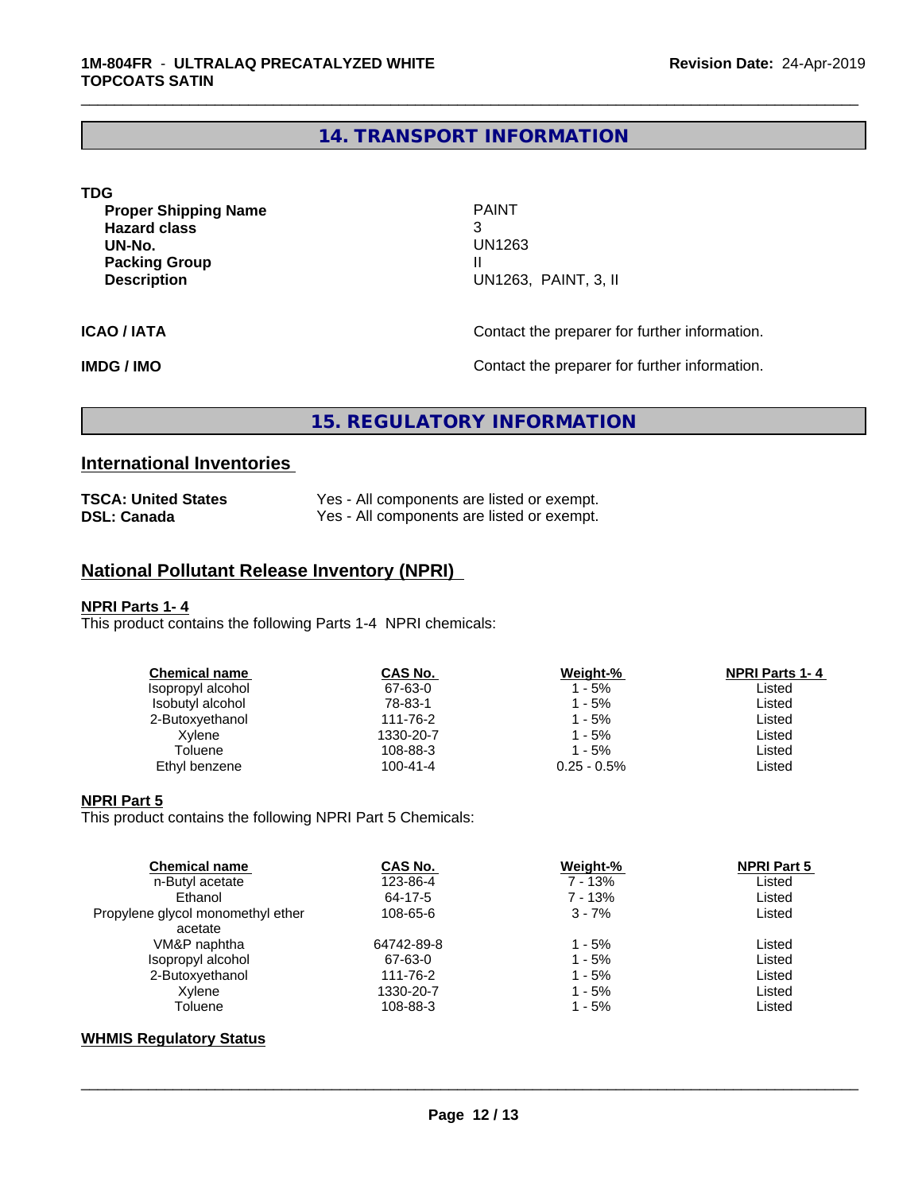## 14. TRANSPORT INFORMATION

**TDG**

| | |
|---|---|
| **Proper Shipping Name** | PAINT |
| **Hazard class** | 3 |
| **UN-No.** | UN1263 |
| **Packing Group** | II |
| **Description** | UN1263, PAINT, 3, II |

**ICAO / IATA** Contact the preparer for further information.

**IMDG / IMO** Contact the preparer for further information.

## 15. REGULATORY INFORMATION

### International Inventories

| | |
|---|---|
| **TSCA: United States** | Yes - All components are listed or exempt. |
| **DSL: Canada** | Yes - All components are listed or exempt. |

### National Pollutant Release Inventory (NPRI)

**NPRI Parts 1- 4**

This product contains the following Parts 1-4 NPRI chemicals:

| Chemical name | CAS No. | Weight-% | NPRI Parts 1- 4 |
|---|---|---|---|
| Isopropyl alcohol | 67-63-0 | 1 - 5% | Listed |
| Isobutyl alcohol | 78-83-1 | 1 - 5% | Listed |
| 2-Butoxyethanol | 111-76-2 | 1 - 5% | Listed |
| Xylene | 1330-20-7 | 1 - 5% | Listed |
| Toluene | 108-88-3 | 1 - 5% | Listed |
| Ethyl benzene | 100-41-4 | 0.25 - 0.5% | Listed |

**NPRI Part 5**

This product contains the following NPRI Part 5 Chemicals:

| Chemical name | CAS No. | Weight-% | NPRI Part 5 |
|---|---|---|---|
| n-Butyl acetate | 123-86-4 | 7 - 13% | Listed |
| Ethanol | 64-17-5 | 7 - 13% | Listed |
| Propylene glycol monomethyl ether acetate | 108-65-6 | 3 - 7% | Listed |
| VM&P naphtha | 64742-89-8 | 1 - 5% | Listed |
| Isopropyl alcohol | 67-63-0 | 1 - 5% | Listed |
| 2-Butoxyethanol | 111-76-2 | 1 - 5% | Listed |
| Xylene | 1330-20-7 | 1 - 5% | Listed |
| Toluene | 108-88-3 | 1 - 5% | Listed |

**WHMIS Regulatory Status**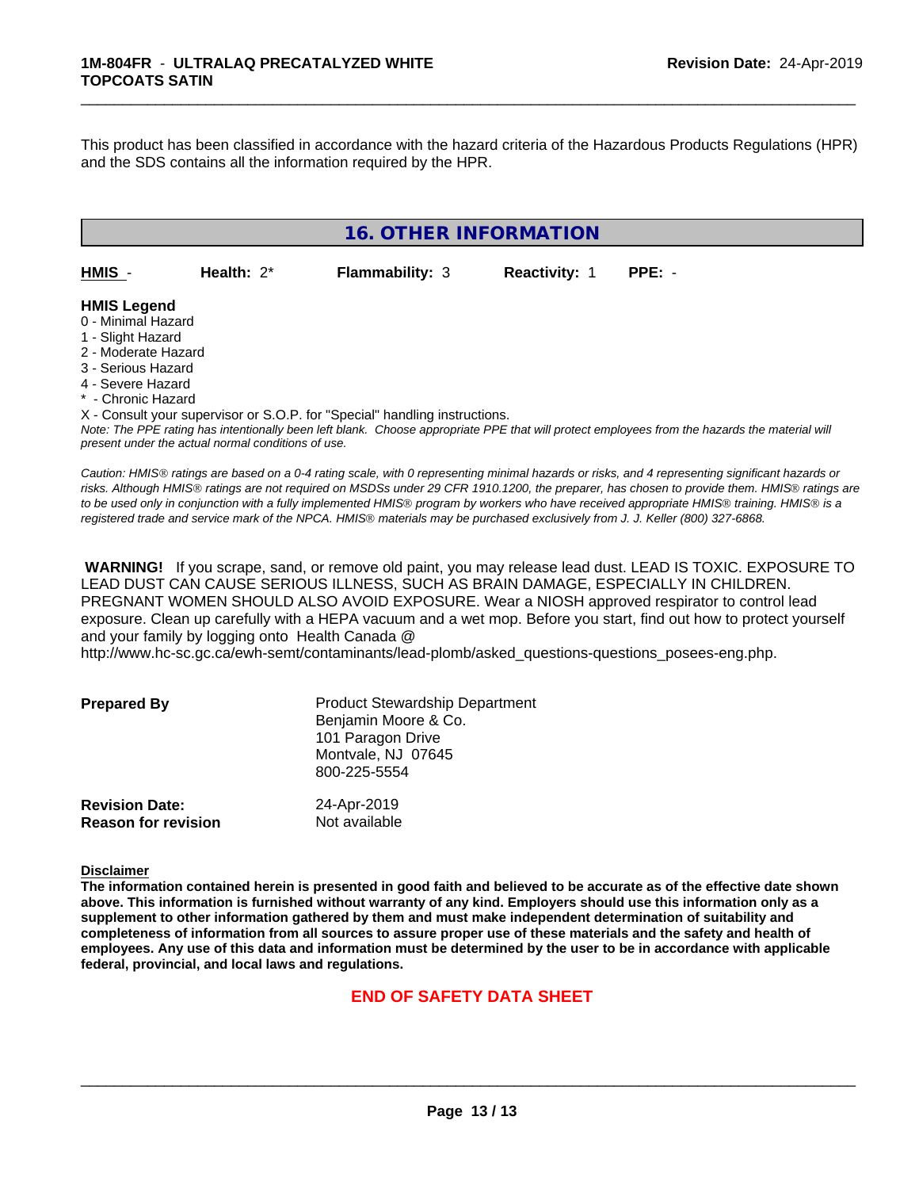This product has been classified in accordance with the hazard criteria of the Hazardous Products Regulations (HPR) and the SDS contains all the information required by the HPR.

## 16. OTHER INFORMATION

| | | | | |
|---|---|---|---|---|
| **HMIS** - | **Health:** 2* | **Flammability:** 3 | **Reactivity:** 1 | **PPE:** - |

**HMIS Legend**
0 - Minimal Hazard
1 - Slight Hazard
2 - Moderate Hazard
3 - Serious Hazard
4 - Severe Hazard
* - Chronic Hazard
X - Consult your supervisor or S.O.P. for "Special" handling instructions.

*Note: The PPE rating has intentionally been left blank. Choose appropriate PPE that will protect employees from the hazards the material will present under the actual normal conditions of use.*

*Caution: HMIS® ratings are based on a 0-4 rating scale, with 0 representing minimal hazards or risks, and 4 representing significant hazards or risks. Although HMIS® ratings are not required on MSDSs under 29 CFR 1910.1200, the preparer, has chosen to provide them. HMIS® ratings are to be used only in conjunction with a fully implemented HMIS® program by workers who have received appropriate HMIS® training. HMIS® is a registered trade and service mark of the NPCA. HMIS® materials may be purchased exclusively from J. J. Keller (800) 327-6868.*

**WARNING!** If you scrape, sand, or remove old paint, you may release lead dust. LEAD IS TOXIC. EXPOSURE TO LEAD DUST CAN CAUSE SERIOUS ILLNESS, SUCH AS BRAIN DAMAGE, ESPECIALLY IN CHILDREN. PREGNANT WOMEN SHOULD ALSO AVOID EXPOSURE. Wear a NIOSH approved respirator to control lead exposure. Clean up carefully with a HEPA vacuum and a wet mop. Before you start, find out how to protect yourself and your family by logging onto Health Canada @ http://www.hc-sc.gc.ca/ewh-semt/contaminants/lead-plomb/asked_questions-questions_posees-eng.php.

| | |
|---|---|
| **Prepared By** | Product Stewardship Department<br>Benjamin Moore & Co.<br>101 Paragon Drive<br>Montvale, NJ 07645<br>800-225-5554 |
| **Revision Date:** | 24-Apr-2019 |
| **Reason for revision** | Not available |

**Disclaimer**

**The information contained herein is presented in good faith and believed to be accurate as of the effective date shown above. This information is furnished without warranty of any kind. Employers should use this information only as a supplement to other information gathered by them and must make independent determination of suitability and completeness of information from all sources to assure proper use of these materials and the safety and health of employees. Any use of this data and information must be determined by the user to be in accordance with applicable federal, provincial, and local laws and regulations.**

**END OF SAFETY DATA SHEET**